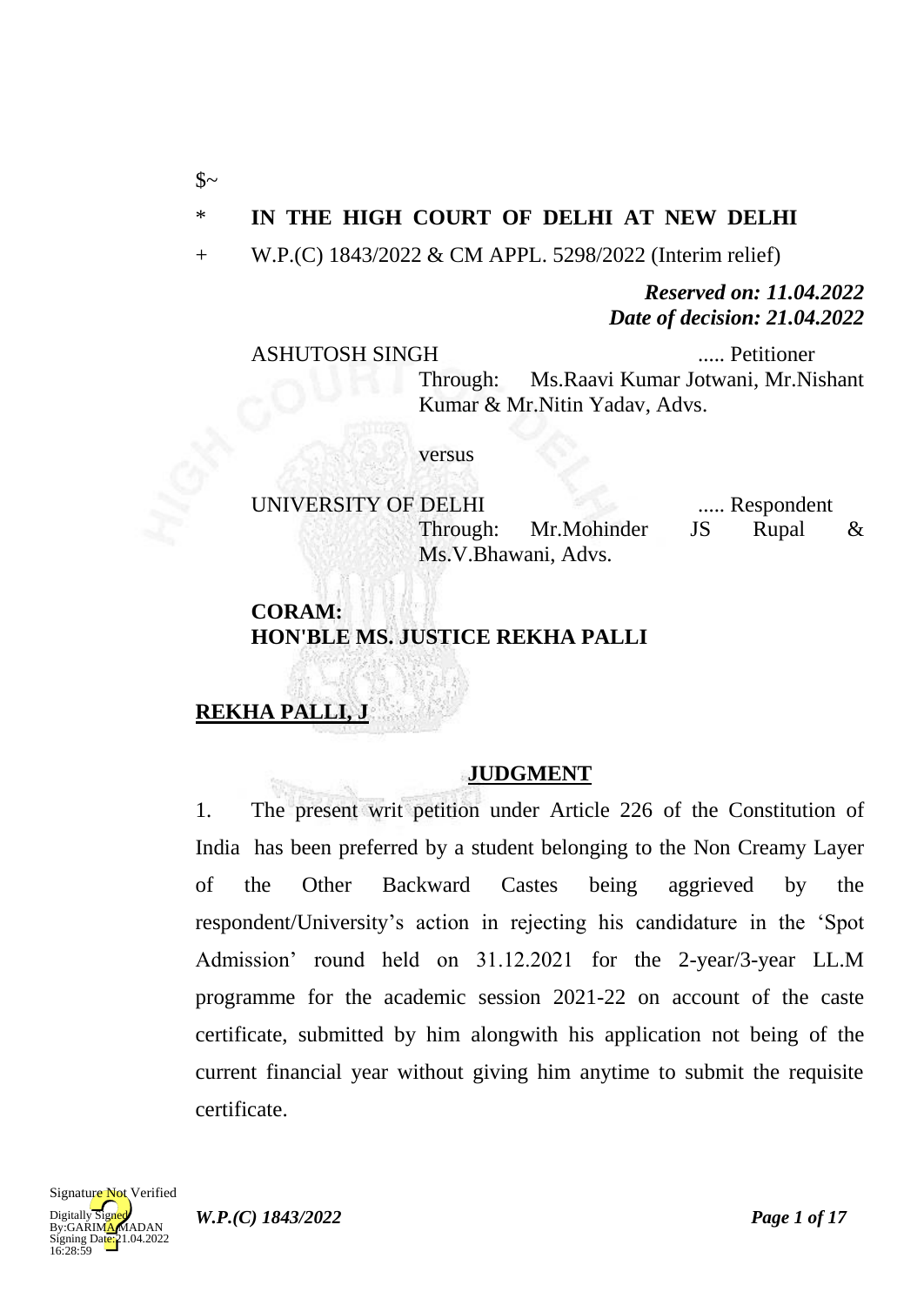$~

\* **IN THE HIGH COURT OF DELHI AT NEW DELHI**

\+ W.P.(C) 1843/2022 & CM APPL. 5298/2022 (Interim relief)

***Reserved on: 11.04.2022***
***Date of decision: 21.04.2022***

ASHUTOSH SINGH ..... Petitioner
Through: Ms.Raavi Kumar Jotwani, Mr.Nishant Kumar & Mr.Nitin Yadav, Advs.

versus

UNIVERSITY OF DELHI ..... Respondent
Through: Mr.Mohinder JS Rupal & Ms.V.Bhawani, Advs.

**CORAM:**
**HON'BLE MS. JUSTICE REKHA PALLI**

**REKHA PALLI, J**

**JUDGMENT**

1. The present writ petition under Article 226 of the Constitution of India has been preferred by a student belonging to the Non Creamy Layer of the Other Backward Castes being aggrieved by the respondent/University's action in rejecting his candidature in the 'Spot Admission' round held on 31.12.2021 for the 2-year/3-year LL.M programme for the academic session 2021-22 on account of the caste certificate, submitted by him alongwith his application not being of the current financial year without giving him anytime to submit the requisite certificate.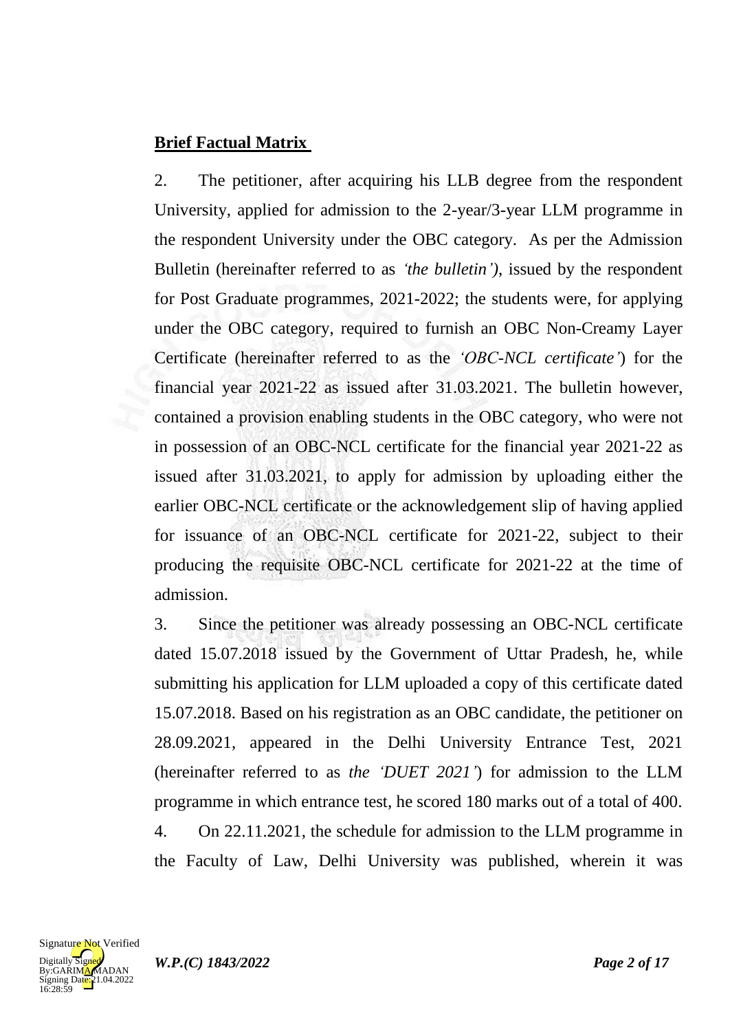**Brief Factual Matrix**

2. The petitioner, after acquiring his LLB degree from the respondent University, applied for admission to the 2-year/3-year LLM programme in the respondent University under the OBC category. As per the Admission Bulletin (hereinafter referred to as *'the bulletin')*, issued by the respondent for Post Graduate programmes, 2021-2022; the students were, for applying under the OBC category, required to furnish an OBC Non-Creamy Layer Certificate (hereinafter referred to as the *'OBC-NCL certificate'*) for the financial year 2021-22 as issued after 31.03.2021. The bulletin however, contained a provision enabling students in the OBC category, who were not in possession of an OBC-NCL certificate for the financial year 2021-22 as issued after 31.03.2021, to apply for admission by uploading either the earlier OBC-NCL certificate or the acknowledgement slip of having applied for issuance of an OBC-NCL certificate for 2021-22, subject to their producing the requisite OBC-NCL certificate for 2021-22 at the time of admission.

3. Since the petitioner was already possessing an OBC-NCL certificate dated 15.07.2018 issued by the Government of Uttar Pradesh, he, while submitting his application for LLM uploaded a copy of this certificate dated 15.07.2018. Based on his registration as an OBC candidate, the petitioner on 28.09.2021, appeared in the Delhi University Entrance Test, 2021 (hereinafter referred to as *the 'DUET 2021'*) for admission to the LLM programme in which entrance test, he scored 180 marks out of a total of 400.

4. On 22.11.2021, the schedule for admission to the LLM programme in the Faculty of Law, Delhi University was published, wherein it was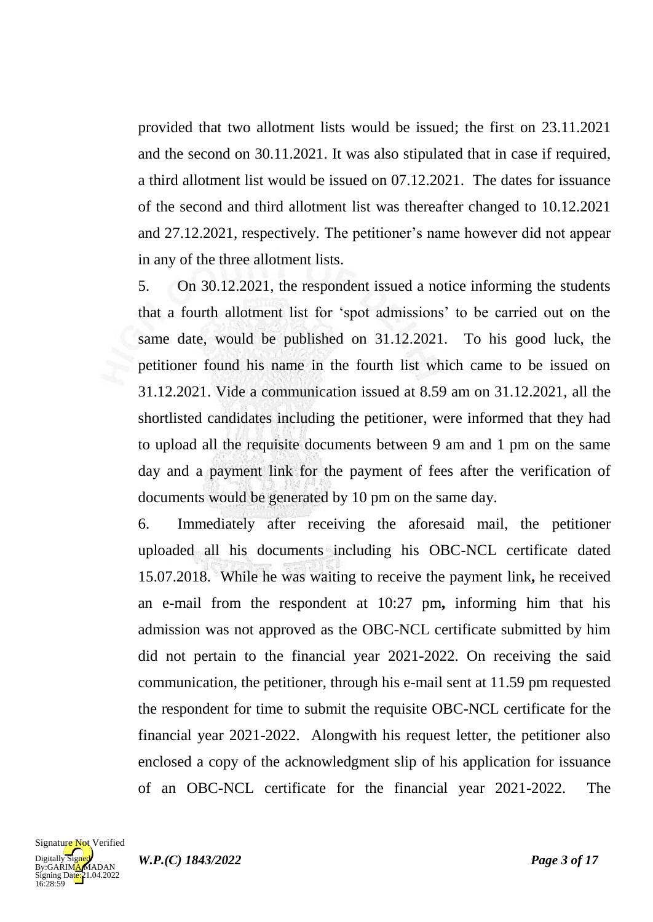provided that two allotment lists would be issued; the first on 23.11.2021 and the second on 30.11.2021. It was also stipulated that in case if required, a third allotment list would be issued on 07.12.2021. The dates for issuance of the second and third allotment list was thereafter changed to 10.12.2021 and 27.12.2021, respectively. The petitioner's name however did not appear in any of the three allotment lists.

5. On 30.12.2021, the respondent issued a notice informing the students that a fourth allotment list for 'spot admissions' to be carried out on the same date, would be published on 31.12.2021. To his good luck, the petitioner found his name in the fourth list which came to be issued on 31.12.2021. Vide a communication issued at 8.59 am on 31.12.2021, all the shortlisted candidates including the petitioner, were informed that they had to upload all the requisite documents between 9 am and 1 pm on the same day and a payment link for the payment of fees after the verification of documents would be generated by 10 pm on the same day.

6. Immediately after receiving the aforesaid mail, the petitioner uploaded all his documents including his OBC-NCL certificate dated 15.07.2018. While he was waiting to receive the payment link**,** he received an e-mail from the respondent at 10:27 pm**,** informing him that his admission was not approved as the OBC-NCL certificate submitted by him did not pertain to the financial year 2021-2022. On receiving the said communication, the petitioner, through his e-mail sent at 11.59 pm requested the respondent for time to submit the requisite OBC-NCL certificate for the financial year 2021-2022. Alongwith his request letter, the petitioner also enclosed a copy of the acknowledgment slip of his application for issuance of an OBC-NCL certificate for the financial year 2021-2022. The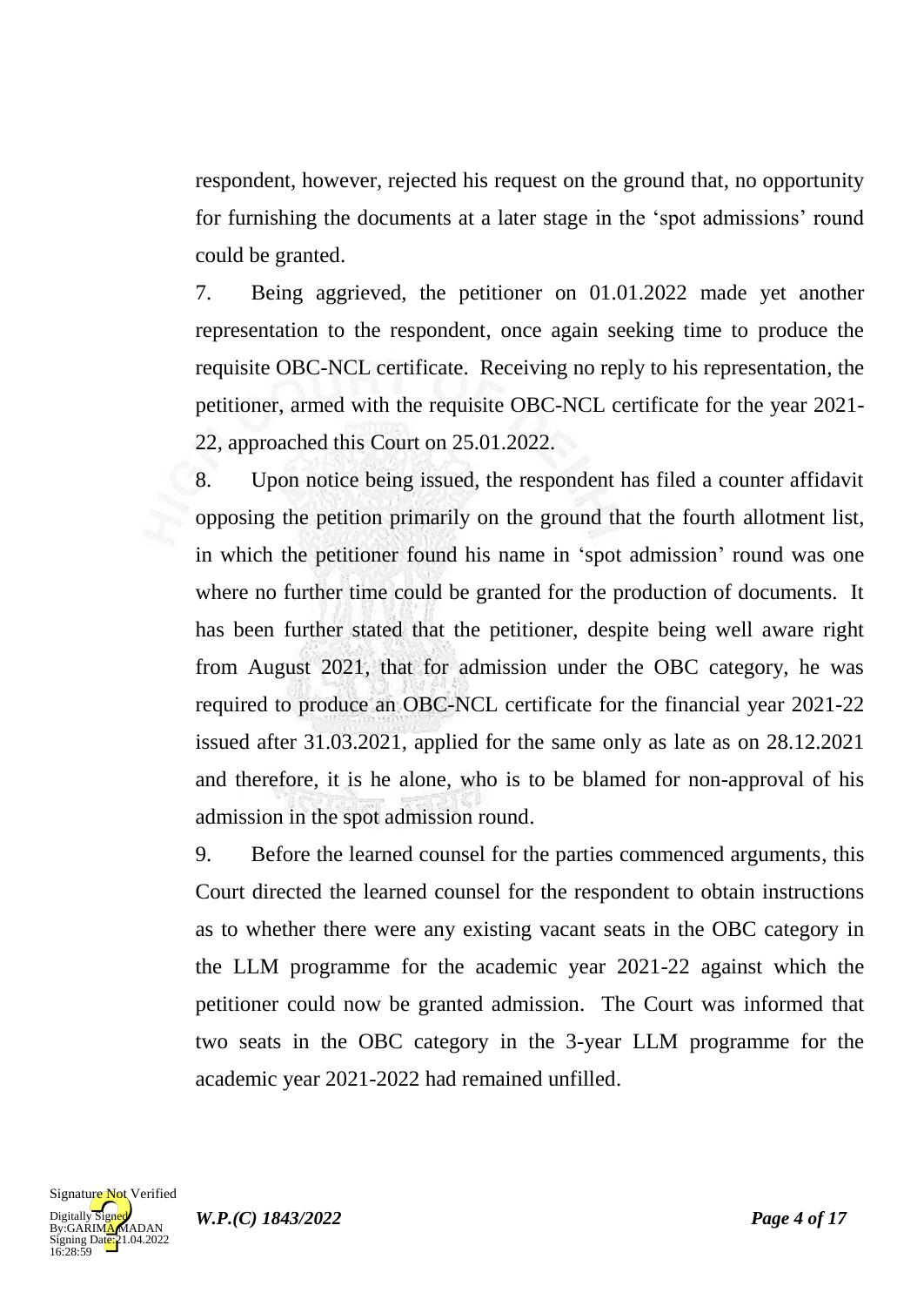respondent, however, rejected his request on the ground that, no opportunity for furnishing the documents at a later stage in the 'spot admissions' round could be granted.

7. Being aggrieved, the petitioner on 01.01.2022 made yet another representation to the respondent, once again seeking time to produce the requisite OBC-NCL certificate. Receiving no reply to his representation, the petitioner, armed with the requisite OBC-NCL certificate for the year 2021-22, approached this Court on 25.01.2022.

8. Upon notice being issued, the respondent has filed a counter affidavit opposing the petition primarily on the ground that the fourth allotment list, in which the petitioner found his name in 'spot admission' round was one where no further time could be granted for the production of documents. It has been further stated that the petitioner, despite being well aware right from August 2021, that for admission under the OBC category, he was required to produce an OBC-NCL certificate for the financial year 2021-22 issued after 31.03.2021, applied for the same only as late as on 28.12.2021 and therefore, it is he alone, who is to be blamed for non-approval of his admission in the spot admission round.

9. Before the learned counsel for the parties commenced arguments, this Court directed the learned counsel for the respondent to obtain instructions as to whether there were any existing vacant seats in the OBC category in the LLM programme for the academic year 2021-22 against which the petitioner could now be granted admission. The Court was informed that two seats in the OBC category in the 3-year LLM programme for the academic year 2021-2022 had remained unfilled.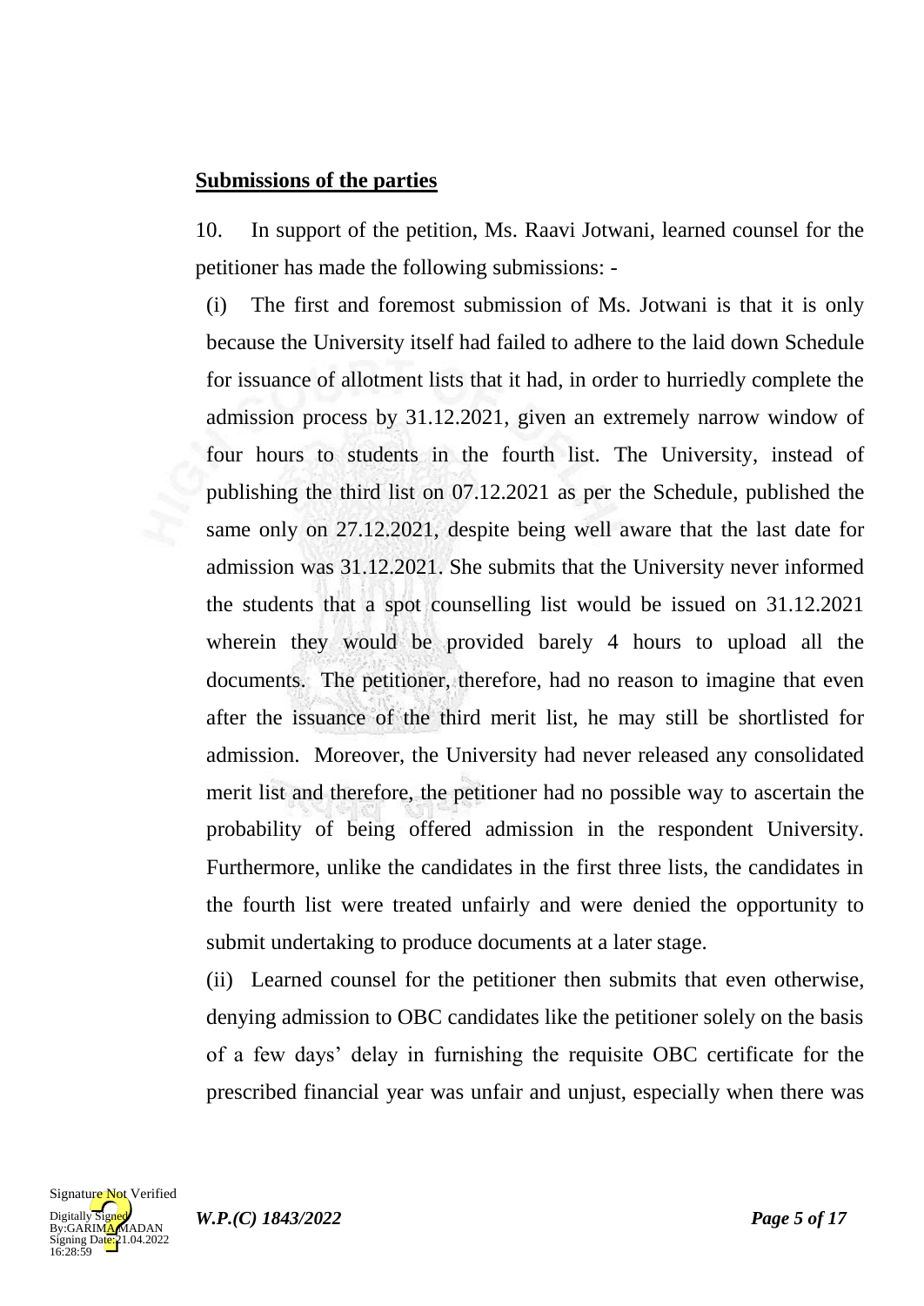**Submissions of the parties**

10. In support of the petition, Ms. Raavi Jotwani, learned counsel for the petitioner has made the following submissions: -

(i) The first and foremost submission of Ms. Jotwani is that it is only because the University itself had failed to adhere to the laid down Schedule for issuance of allotment lists that it had, in order to hurriedly complete the admission process by 31.12.2021, given an extremely narrow window of four hours to students in the fourth list. The University, instead of publishing the third list on 07.12.2021 as per the Schedule, published the same only on 27.12.2021, despite being well aware that the last date for admission was 31.12.2021. She submits that the University never informed the students that a spot counselling list would be issued on 31.12.2021 wherein they would be provided barely 4 hours to upload all the documents. The petitioner, therefore, had no reason to imagine that even after the issuance of the third merit list, he may still be shortlisted for admission. Moreover, the University had never released any consolidated merit list and therefore, the petitioner had no possible way to ascertain the probability of being offered admission in the respondent University. Furthermore, unlike the candidates in the first three lists, the candidates in the fourth list were treated unfairly and were denied the opportunity to submit undertaking to produce documents at a later stage.

(ii) Learned counsel for the petitioner then submits that even otherwise, denying admission to OBC candidates like the petitioner solely on the basis of a few days' delay in furnishing the requisite OBC certificate for the prescribed financial year was unfair and unjust, especially when there was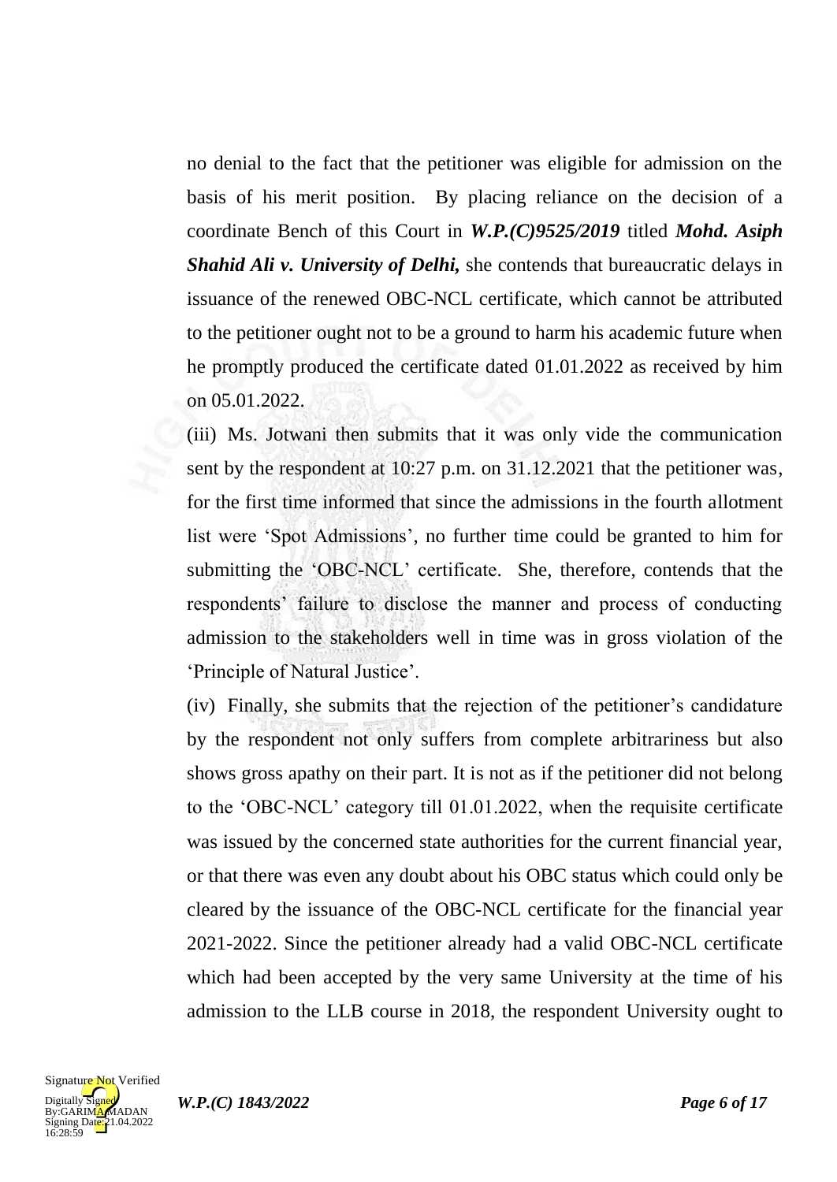no denial to the fact that the petitioner was eligible for admission on the basis of his merit position. By placing reliance on the decision of a coordinate Bench of this Court in ***W.P.(C)9525/2019*** titled ***Mohd. Asiph Shahid Ali v. University of Delhi,*** she contends that bureaucratic delays in issuance of the renewed OBC-NCL certificate, which cannot be attributed to the petitioner ought not to be a ground to harm his academic future when he promptly produced the certificate dated 01.01.2022 as received by him on 05.01.2022.

(iii) Ms. Jotwani then submits that it was only vide the communication sent by the respondent at 10:27 p.m. on 31.12.2021 that the petitioner was, for the first time informed that since the admissions in the fourth allotment list were 'Spot Admissions', no further time could be granted to him for submitting the 'OBC-NCL' certificate. She, therefore, contends that the respondents' failure to disclose the manner and process of conducting admission to the stakeholders well in time was in gross violation of the 'Principle of Natural Justice'.

(iv) Finally, she submits that the rejection of the petitioner's candidature by the respondent not only suffers from complete arbitrariness but also shows gross apathy on their part. It is not as if the petitioner did not belong to the 'OBC-NCL' category till 01.01.2022, when the requisite certificate was issued by the concerned state authorities for the current financial year, or that there was even any doubt about his OBC status which could only be cleared by the issuance of the OBC-NCL certificate for the financial year 2021-2022. Since the petitioner already had a valid OBC-NCL certificate which had been accepted by the very same University at the time of his admission to the LLB course in 2018, the respondent University ought to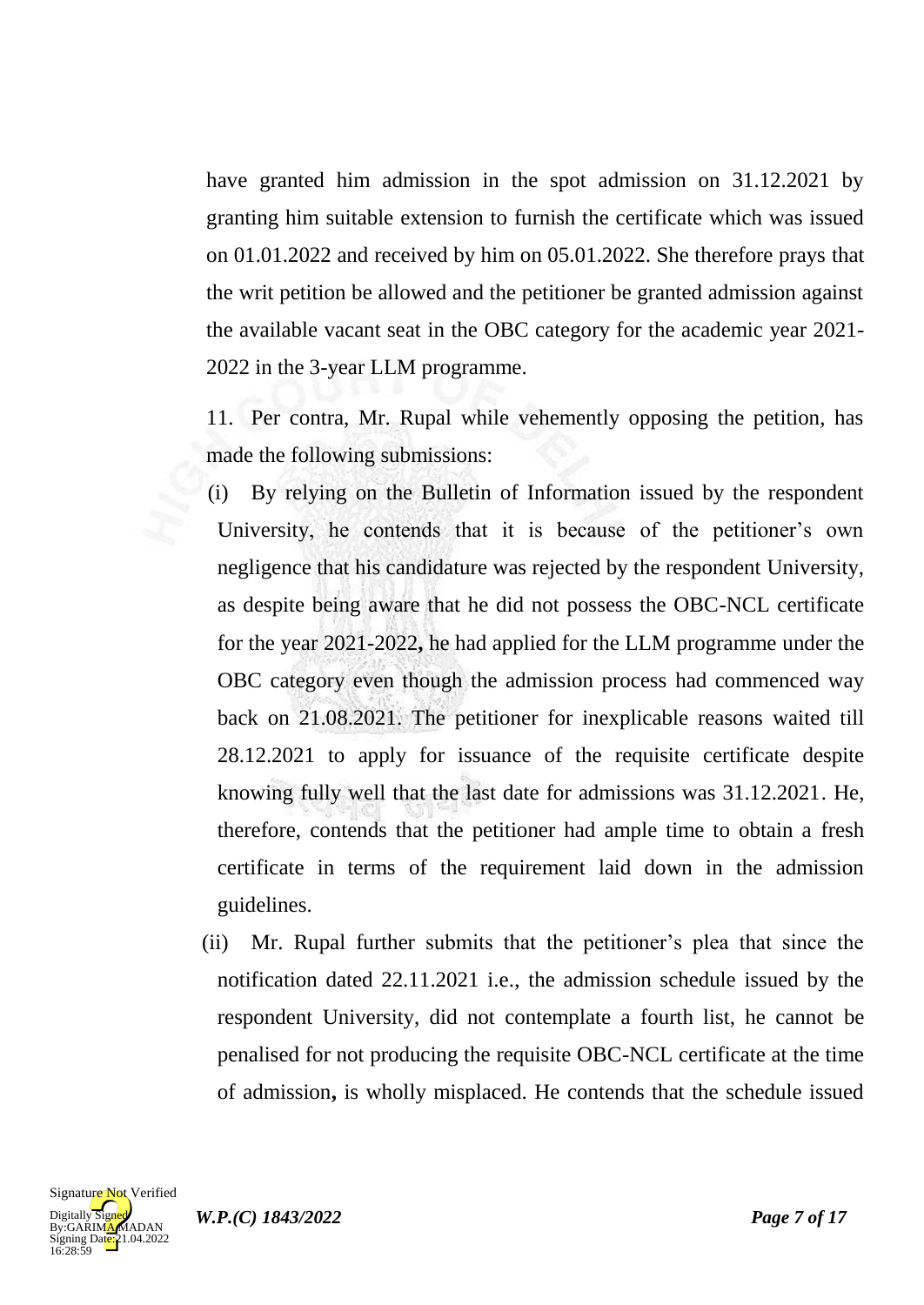have granted him admission in the spot admission on 31.12.2021 by granting him suitable extension to furnish the certificate which was issued on 01.01.2022 and received by him on 05.01.2022. She therefore prays that the writ petition be allowed and the petitioner be granted admission against the available vacant seat in the OBC category for the academic year 2021-2022 in the 3-year LLM programme.

11. Per contra, Mr. Rupal while vehemently opposing the petition, has made the following submissions:

(i) By relying on the Bulletin of Information issued by the respondent University, he contends that it is because of the petitioner's own negligence that his candidature was rejected by the respondent University, as despite being aware that he did not possess the OBC-NCL certificate for the year 2021-2022**,** he had applied for the LLM programme under the OBC category even though the admission process had commenced way back on 21.08.2021. The petitioner for inexplicable reasons waited till 28.12.2021 to apply for issuance of the requisite certificate despite knowing fully well that the last date for admissions was 31.12.2021. He, therefore, contends that the petitioner had ample time to obtain a fresh certificate in terms of the requirement laid down in the admission guidelines.

(ii) Mr. Rupal further submits that the petitioner's plea that since the notification dated 22.11.2021 i.e., the admission schedule issued by the respondent University, did not contemplate a fourth list, he cannot be penalised for not producing the requisite OBC-NCL certificate at the time of admission**,** is wholly misplaced. He contends that the schedule issued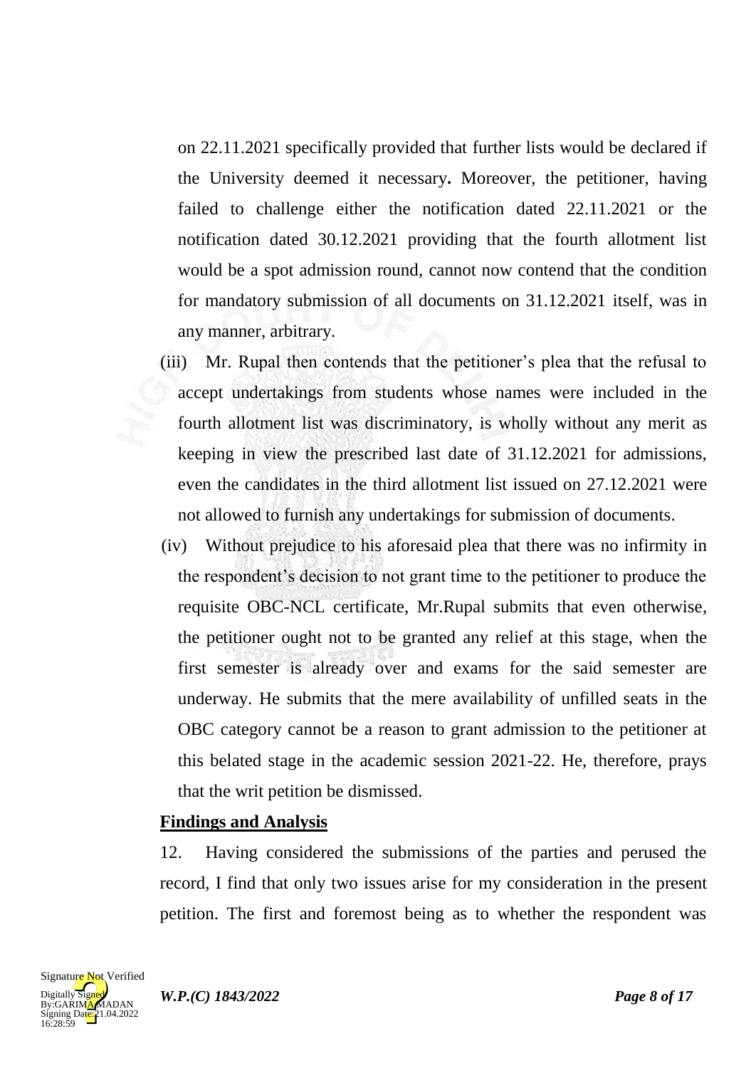on 22.11.2021 specifically provided that further lists would be declared if the University deemed it necessary**.** Moreover, the petitioner, having failed to challenge either the notification dated 22.11.2021 or the notification dated 30.12.2021 providing that the fourth allotment list would be a spot admission round, cannot now contend that the condition for mandatory submission of all documents on 31.12.2021 itself, was in any manner, arbitrary.

(iii) Mr. Rupal then contends that the petitioner's plea that the refusal to accept undertakings from students whose names were included in the fourth allotment list was discriminatory, is wholly without any merit as keeping in view the prescribed last date of 31.12.2021 for admissions, even the candidates in the third allotment list issued on 27.12.2021 were not allowed to furnish any undertakings for submission of documents.

(iv) Without prejudice to his aforesaid plea that there was no infirmity in the respondent's decision to not grant time to the petitioner to produce the requisite OBC-NCL certificate, Mr.Rupal submits that even otherwise, the petitioner ought not to be granted any relief at this stage, when the first semester is already over and exams for the said semester are underway. He submits that the mere availability of unfilled seats in the OBC category cannot be a reason to grant admission to the petitioner at this belated stage in the academic session 2021-22. He, therefore, prays that the writ petition be dismissed.

**Findings and Analysis**

12. Having considered the submissions of the parties and perused the record, I find that only two issues arise for my consideration in the present petition. The first and foremost being as to whether the respondent was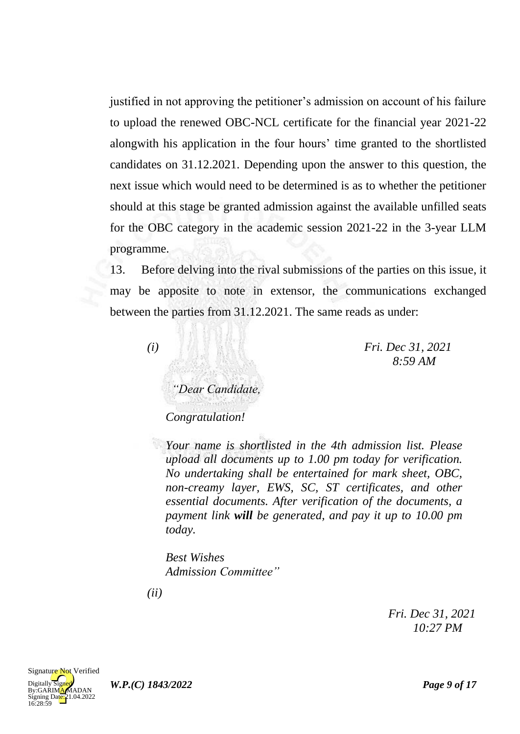justified in not approving the petitioner's admission on account of his failure to upload the renewed OBC-NCL certificate for the financial year 2021-22 alongwith his application in the four hours' time granted to the shortlisted candidates on 31.12.2021. Depending upon the answer to this question, the next issue which would need to be determined is as to whether the petitioner should at this stage be granted admission against the available unfilled seats for the OBC category in the academic session 2021-22 in the 3-year LLM programme.

13. Before delving into the rival submissions of the parties on this issue, it may be apposite to note in extensor, the communications exchanged between the parties from 31.12.2021. The same reads as under:

*(i)* *Fri. Dec 31, 2021 8:59 AM*

> *"Dear Candidate,*
>
> *Congratulation!*
>
> *Your name is shortlisted in the 4th admission list. Please upload all documents up to 1.00 pm today for verification. No undertaking shall be entertained for mark sheet, OBC, non-creamy layer, EWS, SC, ST certificates, and other essential documents. After verification of the documents, a payment link **will** be generated, and pay it up to 10.00 pm today.*
>
> *Best Wishes*
> *Admission Committee"*

*(ii)* *Fri. Dec 31, 2021 10:27 PM*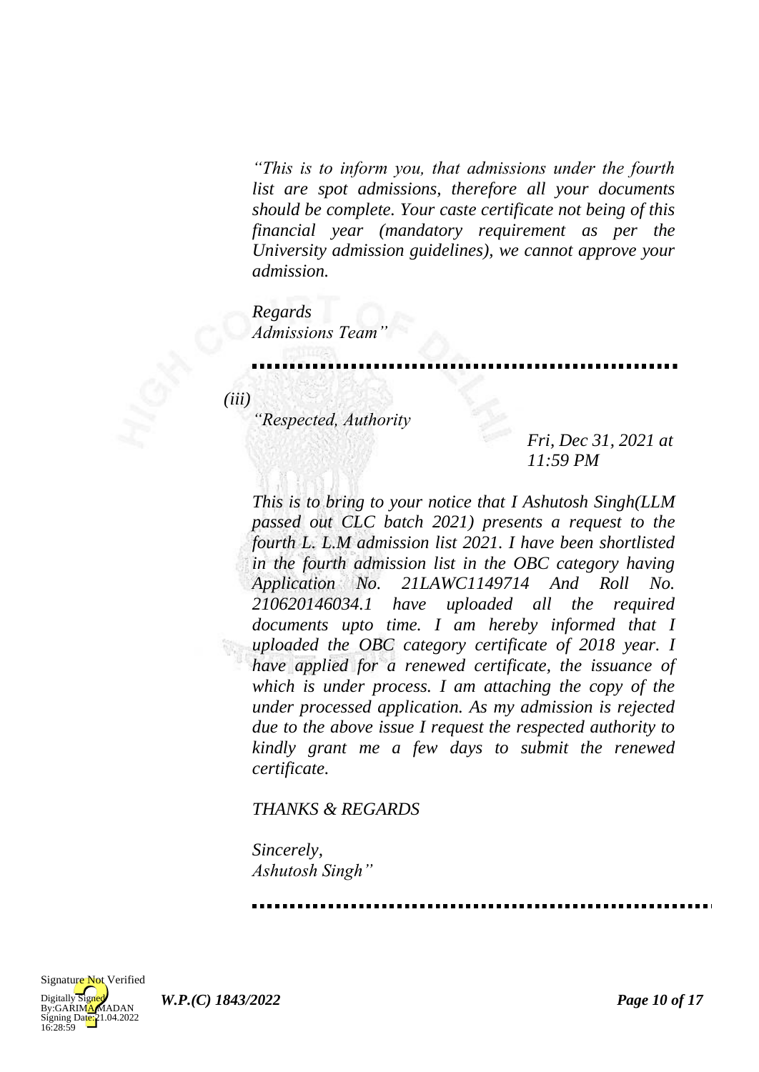*"This is to inform you, that admissions under the fourth list are spot admissions, therefore all your documents should be complete. Your caste certificate not being of this financial year (mandatory requirement as per the University admission guidelines), we cannot approve your admission.*

*Regards*
*Admissions Team"*

---

*(iii)*

*"Respected, Authority*

*Fri, Dec 31, 2021 at 11:59 PM*

*This is to bring to your notice that I Ashutosh Singh(LLM passed out CLC batch 2021) presents a request to the fourth L. L.M admission list 2021. I have been shortlisted in the fourth admission list in the OBC category having Application No. 21LAWC1149714 And Roll No. 210620146034.1 have uploaded all the required documents upto time. I am hereby informed that I uploaded the OBC category certificate of 2018 year. I have applied for a renewed certificate, the issuance of which is under process. I am attaching the copy of the under processed application. As my admission is rejected due to the above issue I request the respected authority to kindly grant me a few days to submit the renewed certificate.*

*THANKS & REGARDS*

*Sincerely,*
*Ashutosh Singh"*

---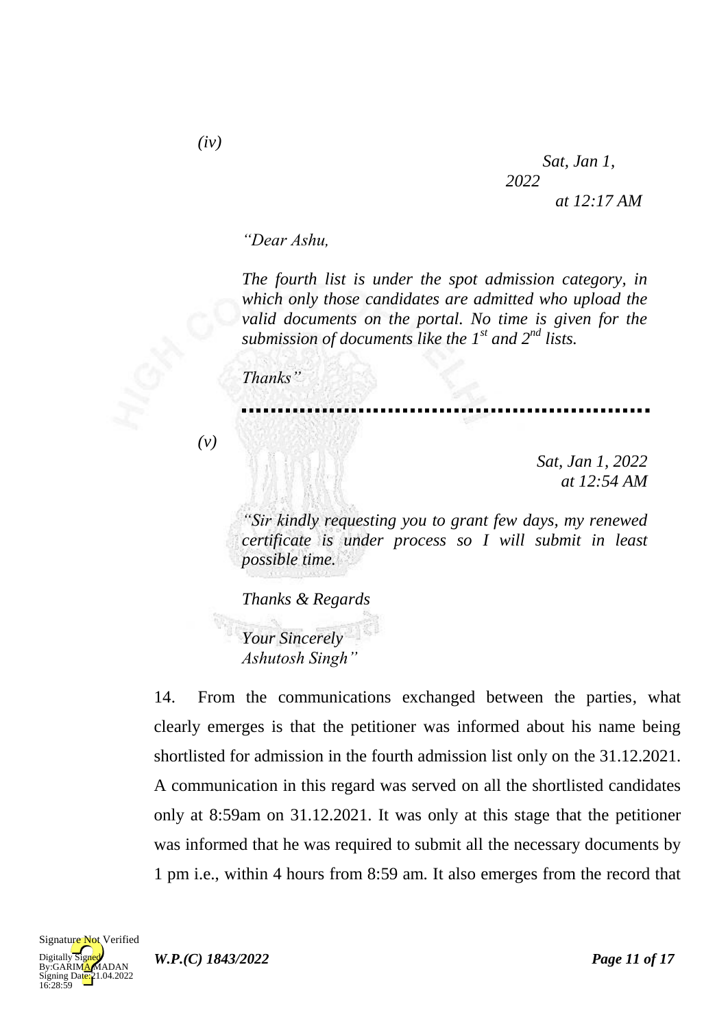*(iv)*

*Sat, Jan 1, 2022 at 12:17 AM*

*"Dear Ashu,*

*The fourth list is under the spot admission category, in which only those candidates are admitted who upload the valid documents on the portal. No time is given for the submission of documents like the 1st and 2nd lists.*

*Thanks"*

---

*(v)*

*Sat, Jan 1, 2022 at 12:54 AM*

*"Sir kindly requesting you to grant few days, my renewed certificate is under process so I will submit in least possible time.*

*Thanks & Regards*

*Your Sincerely*
*Ashutosh Singh"*

14. From the communications exchanged between the parties, what clearly emerges is that the petitioner was informed about his name being shortlisted for admission in the fourth admission list only on the 31.12.2021. A communication in this regard was served on all the shortlisted candidates only at 8:59am on 31.12.2021. It was only at this stage that the petitioner was informed that he was required to submit all the necessary documents by 1 pm i.e., within 4 hours from 8:59 am. It also emerges from the record that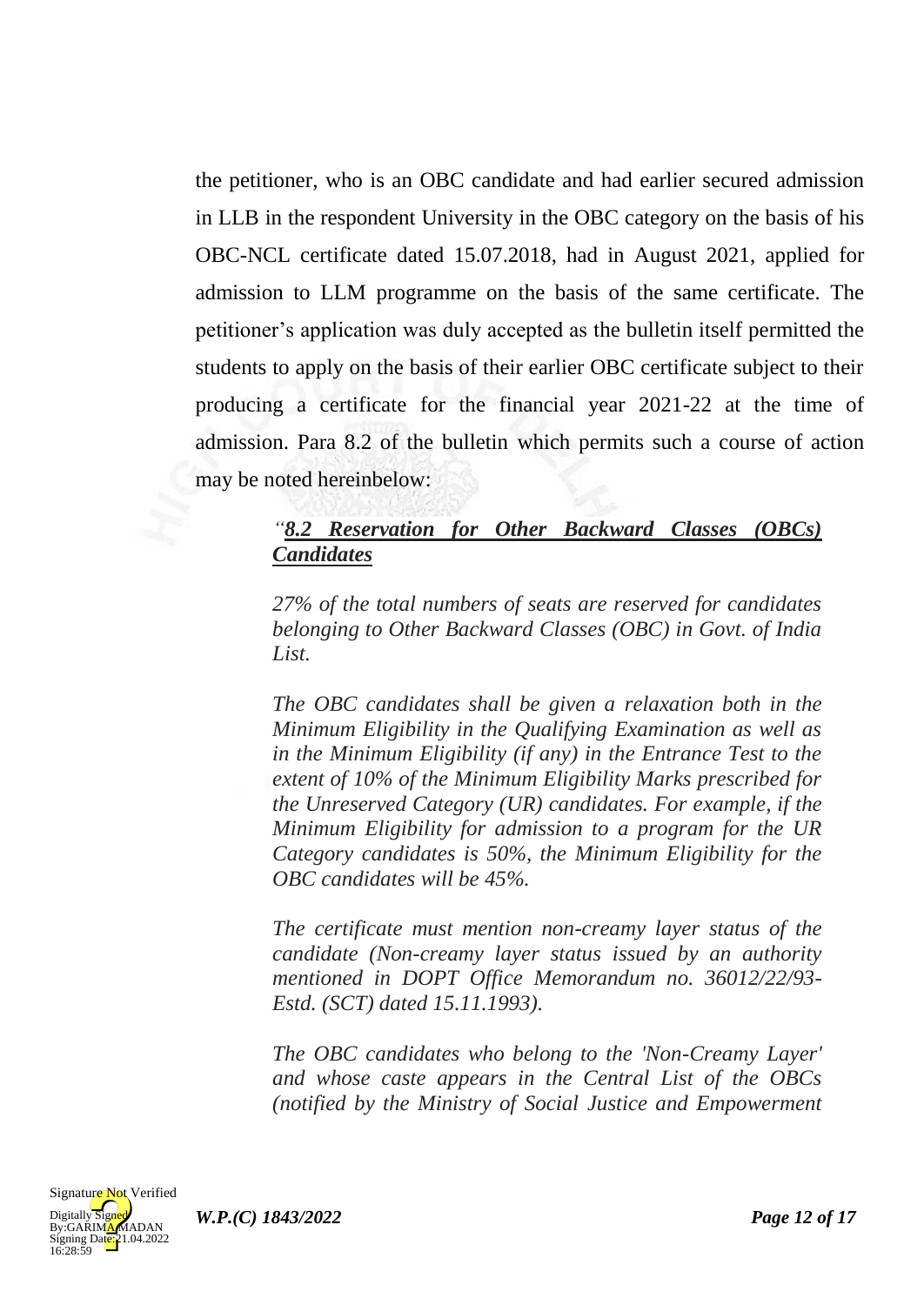the petitioner, who is an OBC candidate and had earlier secured admission in LLB in the respondent University in the OBC category on the basis of his OBC-NCL certificate dated 15.07.2018, had in August 2021, applied for admission to LLM programme on the basis of the same certificate. The petitioner's application was duly accepted as the bulletin itself permitted the students to apply on the basis of their earlier OBC certificate subject to their producing a certificate for the financial year 2021-22 at the time of admission. Para 8.2 of the bulletin which permits such a course of action may be noted hereinbelow:

> *"**8.2 Reservation for Other Backward Classes (OBCs) Candidates***
>
> *27% of the total numbers of seats are reserved for candidates belonging to Other Backward Classes (OBC) in Govt. of India List.*
>
> *The OBC candidates shall be given a relaxation both in the Minimum Eligibility in the Qualifying Examination as well as in the Minimum Eligibility (if any) in the Entrance Test to the extent of 10% of the Minimum Eligibility Marks prescribed for the Unreserved Category (UR) candidates. For example, if the Minimum Eligibility for admission to a program for the UR Category candidates is 50%, the Minimum Eligibility for the OBC candidates will be 45%.*
>
> *The certificate must mention non-creamy layer status of the candidate (Non-creamy layer status issued by an authority mentioned in DOPT Office Memorandum no. 36012/22/93-Estd. (SCT) dated 15.11.1993).*
>
> *The OBC candidates who belong to the 'Non-Creamy Layer' and whose caste appears in the Central List of the OBCs (notified by the Ministry of Social Justice and Empowerment*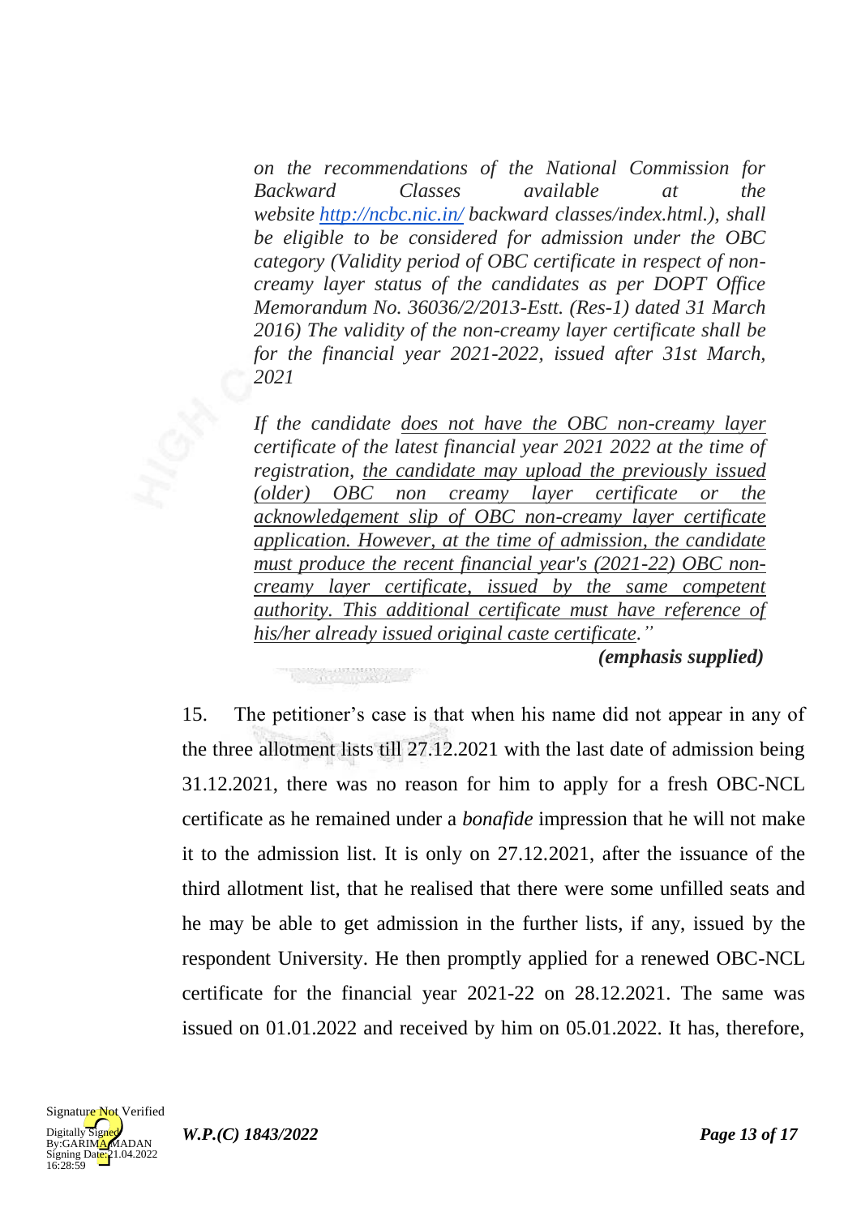*on the recommendations of the National Commission for Backward Classes available at the website [http://ncbc.nic.in/](http://ncbc.nic.in/) backward classes/index.html.), shall be eligible to be considered for admission under the OBC category (Validity period of OBC certificate in respect of non-creamy layer status of the candidates as per DOPT Office Memorandum No. 36036/2/2013-Estt. (Res-1) dated 31 March 2016) The validity of the non-creamy layer certificate shall be for the financial year 2021-2022, issued after 31st March, 2021*

*If the candidate <u>does not have the OBC non-creamy layer certificate of the latest financial year 2021 2022 at the time of registration</u>, <u>the candidate may upload the previously issued (older) OBC non creamy layer certificate or the acknowledgement slip of OBC non-creamy layer certificate application. However, at the time of admission, the candidate must produce the recent financial year's (2021-22) OBC non-creamy layer certificate, issued by the same competent authority. This additional certificate must have reference of his/her already issued original caste certificate</u>."*

***(emphasis supplied)***

15. The petitioner's case is that when his name did not appear in any of the three allotment lists till 27.12.2021 with the last date of admission being 31.12.2021, there was no reason for him to apply for a fresh OBC-NCL certificate as he remained under a *bonafide* impression that he will not make it to the admission list. It is only on 27.12.2021, after the issuance of the third allotment list, that he realised that there were some unfilled seats and he may be able to get admission in the further lists, if any, issued by the respondent University. He then promptly applied for a renewed OBC-NCL certificate for the financial year 2021-22 on 28.12.2021. The same was issued on 01.01.2022 and received by him on 05.01.2022. It has, therefore,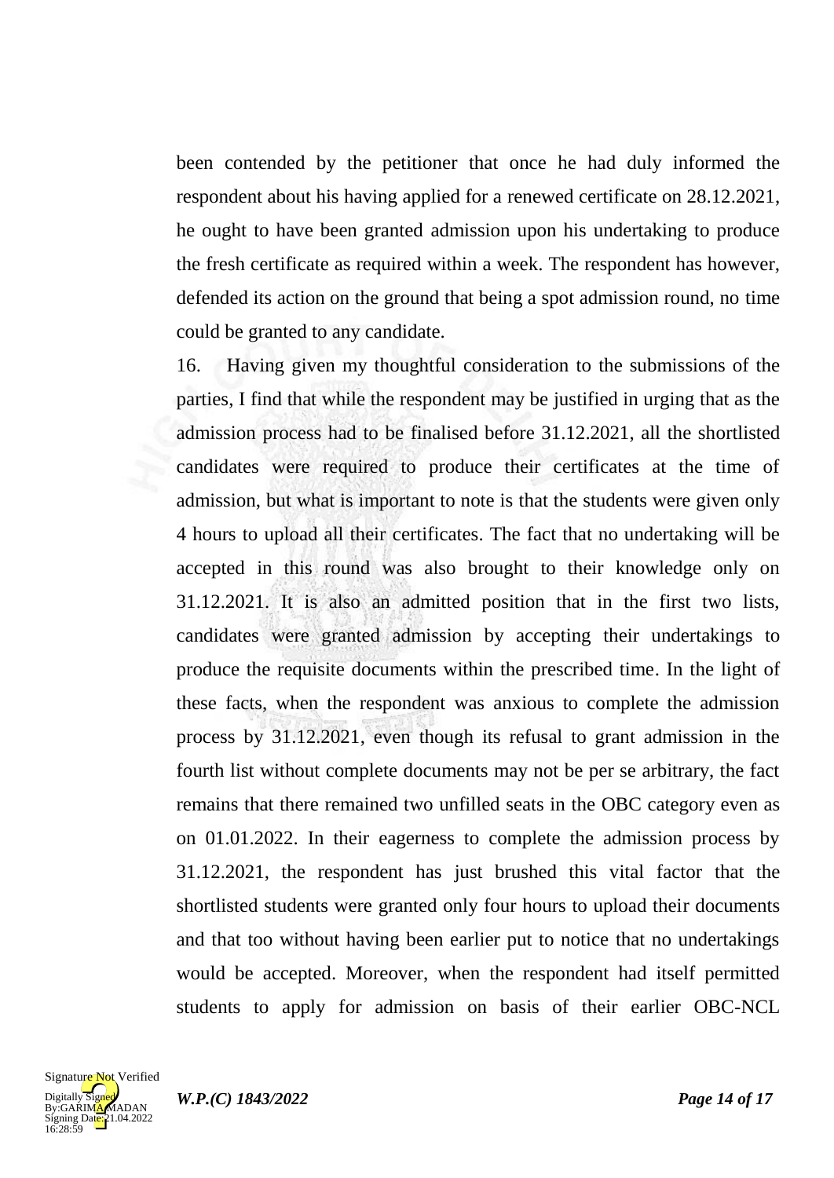been contended by the petitioner that once he had duly informed the respondent about his having applied for a renewed certificate on 28.12.2021, he ought to have been granted admission upon his undertaking to produce the fresh certificate as required within a week. The respondent has however, defended its action on the ground that being a spot admission round, no time could be granted to any candidate.

16. Having given my thoughtful consideration to the submissions of the parties, I find that while the respondent may be justified in urging that as the admission process had to be finalised before 31.12.2021, all the shortlisted candidates were required to produce their certificates at the time of admission, but what is important to note is that the students were given only 4 hours to upload all their certificates. The fact that no undertaking will be accepted in this round was also brought to their knowledge only on 31.12.2021. It is also an admitted position that in the first two lists, candidates were granted admission by accepting their undertakings to produce the requisite documents within the prescribed time. In the light of these facts, when the respondent was anxious to complete the admission process by 31.12.2021, even though its refusal to grant admission in the fourth list without complete documents may not be per se arbitrary, the fact remains that there remained two unfilled seats in the OBC category even as on 01.01.2022. In their eagerness to complete the admission process by 31.12.2021, the respondent has just brushed this vital factor that the shortlisted students were granted only four hours to upload their documents and that too without having been earlier put to notice that no undertakings would be accepted. Moreover, when the respondent had itself permitted students to apply for admission on basis of their earlier OBC-NCL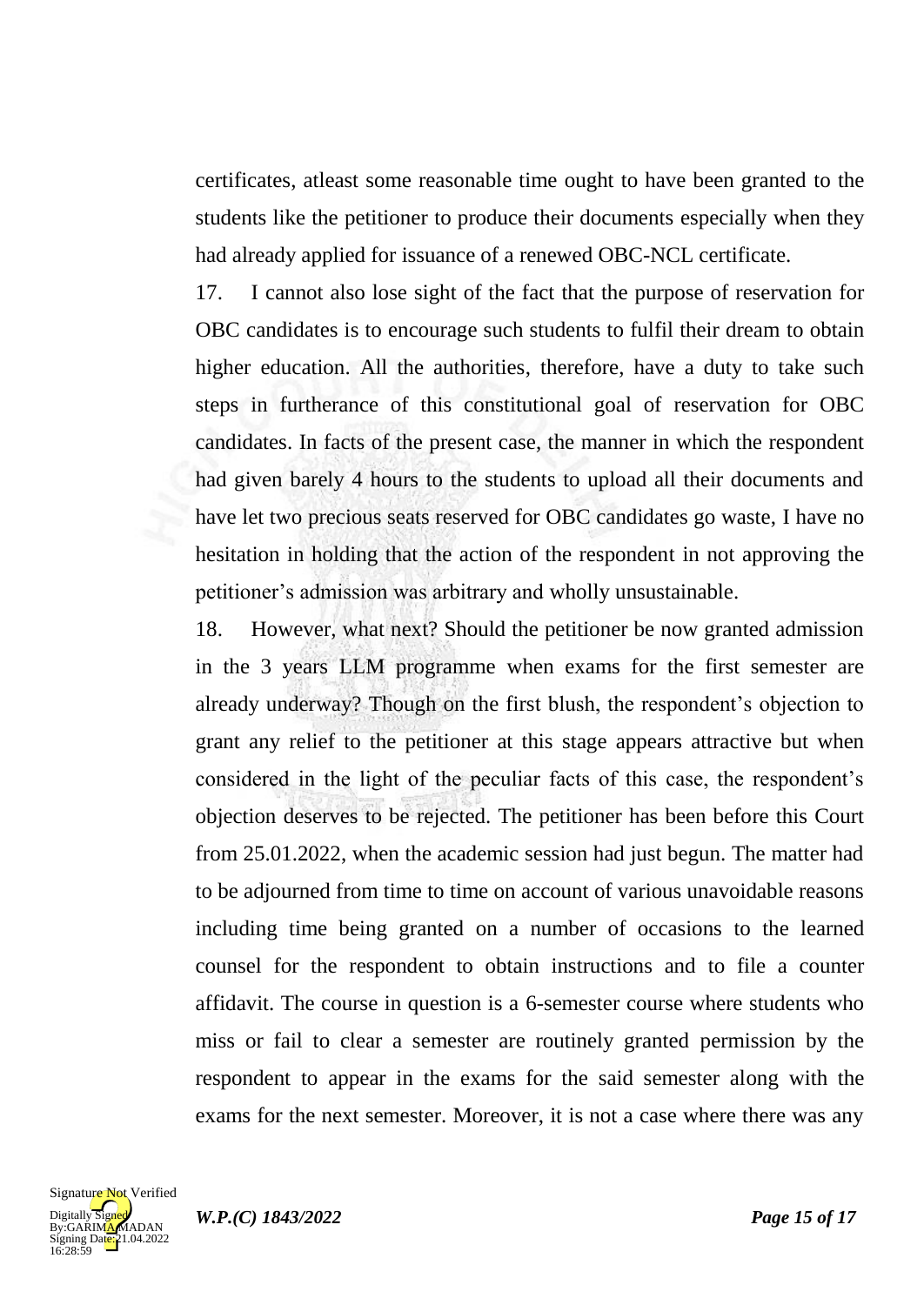certificates, atleast some reasonable time ought to have been granted to the students like the petitioner to produce their documents especially when they had already applied for issuance of a renewed OBC-NCL certificate.

17. I cannot also lose sight of the fact that the purpose of reservation for OBC candidates is to encourage such students to fulfil their dream to obtain higher education. All the authorities, therefore, have a duty to take such steps in furtherance of this constitutional goal of reservation for OBC candidates. In facts of the present case, the manner in which the respondent had given barely 4 hours to the students to upload all their documents and have let two precious seats reserved for OBC candidates go waste, I have no hesitation in holding that the action of the respondent in not approving the petitioner's admission was arbitrary and wholly unsustainable.

18. However, what next? Should the petitioner be now granted admission in the 3 years LLM programme when exams for the first semester are already underway? Though on the first blush, the respondent's objection to grant any relief to the petitioner at this stage appears attractive but when considered in the light of the peculiar facts of this case, the respondent's objection deserves to be rejected. The petitioner has been before this Court from 25.01.2022, when the academic session had just begun. The matter had to be adjourned from time to time on account of various unavoidable reasons including time being granted on a number of occasions to the learned counsel for the respondent to obtain instructions and to file a counter affidavit. The course in question is a 6-semester course where students who miss or fail to clear a semester are routinely granted permission by the respondent to appear in the exams for the said semester along with the exams for the next semester. Moreover, it is not a case where there was any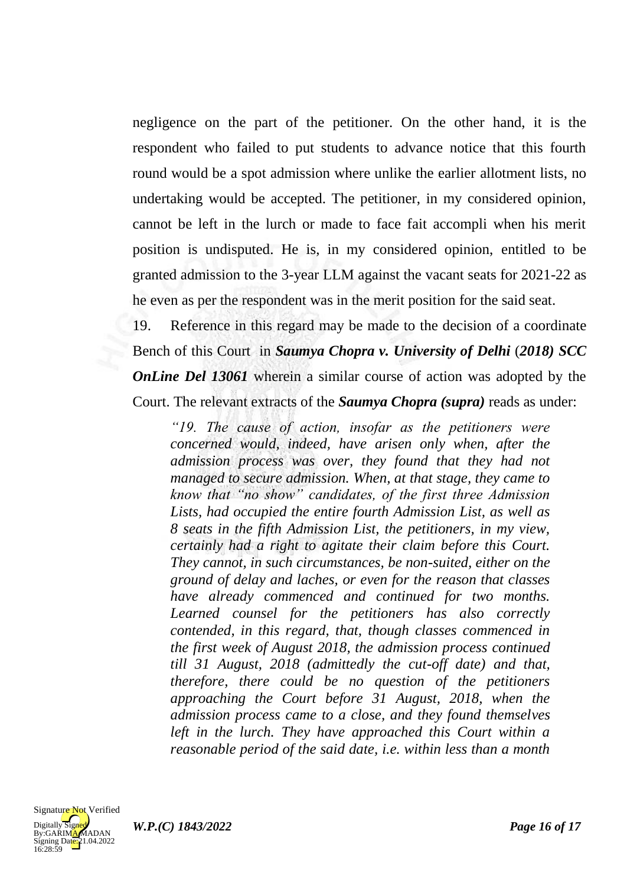negligence on the part of the petitioner. On the other hand, it is the respondent who failed to put students to advance notice that this fourth round would be a spot admission where unlike the earlier allotment lists, no undertaking would be accepted. The petitioner, in my considered opinion, cannot be left in the lurch or made to face fait accompli when his merit position is undisputed. He is, in my considered opinion, entitled to be granted admission to the 3-year LLM against the vacant seats for 2021-22 as he even as per the respondent was in the merit position for the said seat.

19. Reference in this regard may be made to the decision of a coordinate Bench of this Court in ***Saumya Chopra v. University of Delhi*** (***2018) SCC OnLine Del 13061*** wherein a similar course of action was adopted by the Court. The relevant extracts of the ***Saumya Chopra (supra)*** reads as under:

> *"19. The cause of action, insofar as the petitioners were concerned would, indeed, have arisen only when, after the admission process was over, they found that they had not managed to secure admission. When, at that stage, they came to know that "no show" candidates, of the first three Admission Lists, had occupied the entire fourth Admission List, as well as 8 seats in the fifth Admission List, the petitioners, in my view, certainly had a right to agitate their claim before this Court. They cannot, in such circumstances, be non-suited, either on the ground of delay and laches, or even for the reason that classes have already commenced and continued for two months. Learned counsel for the petitioners has also correctly contended, in this regard, that, though classes commenced in the first week of August 2018, the admission process continued till 31 August, 2018 (admittedly the cut-off date) and that, therefore, there could be no question of the petitioners approaching the Court before 31 August, 2018, when the admission process came to a close, and they found themselves left in the lurch. They have approached this Court within a reasonable period of the said date, i.e. within less than a month*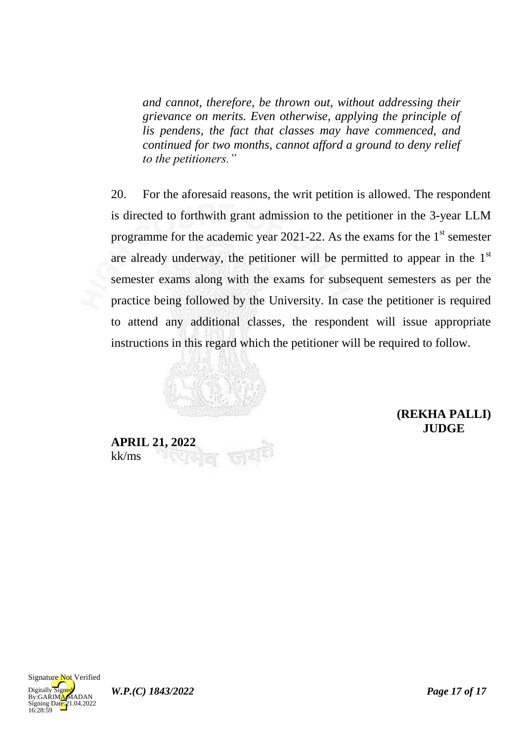*and cannot, therefore, be thrown out, without addressing their grievance on merits. Even otherwise, applying the principle of lis pendens, the fact that classes may have commenced, and continued for two months, cannot afford a ground to deny relief to the petitioners."*

20. For the aforesaid reasons, the writ petition is allowed. The respondent is directed to forthwith grant admission to the petitioner in the 3-year LLM programme for the academic year 2021-22. As the exams for the 1st semester are already underway, the petitioner will be permitted to appear in the 1st semester exams along with the exams for subsequent semesters as per the practice being followed by the University. In case the petitioner is required to attend any additional classes, the respondent will issue appropriate instructions in this regard which the petitioner will be required to follow.

**(REKHA PALLI)**
**JUDGE**

**APRIL 21, 2022**
kk/ms